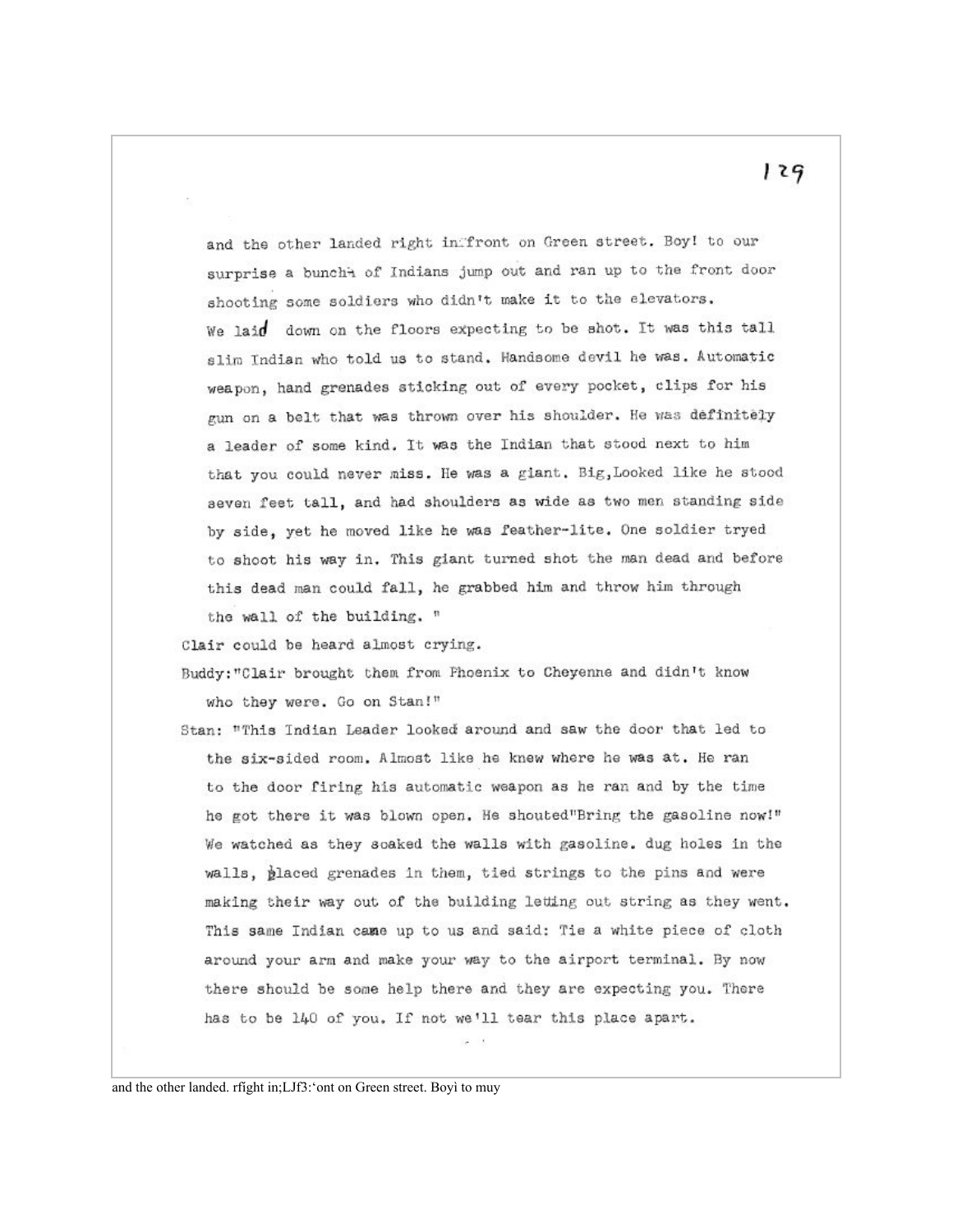and the other landed right in front on Green street. Boy! to our surprise a bunch of Indians jump out and ran up to the front door shooting some soldiers who didn't make it to the elevators. We laid down on the floors expecting to be shot. It was this tall slim Indian who told us to stand. Handsome devil he was. Automatic weapon, hand grenades sticking out of every pocket, clips for his gun on a belt that was thrown over his shoulder. He was definitely a leader of some kind. It was the Indian that stood next to him that you could never miss. He was a giant. Big,Looked like he stood seven feet tall, and had shoulders as wide as two men standing side by side, yet he moved like he was feather-lite. One soldier tryed to shoot his way in. This giant turned shot the man dead and before this dead man could fall, he grabbed him and throw him through the wall of the building. "

Clair could be heard almost crying.

Buddy:"Clair brought them from Phoenix to Cheyenne and didn't know who they were. Go on Stan!"

Stan: "This Indian Leader looked around and saw the door that led to the six-sided room. Almost like he knew where he was at. He ran to the door firing his automatic weapon as he ran and by the time he got there it was blown open. He shouted"Bring the gasoline now!" We watched as they soaked the walls with gasoline. dug holes in the walls, placed grenades in them, tied strings to the pins and were making their way out of the building letting out string as they went. This same Indian came up to us and said: Tie a white piece of cloth around your arm and make your way to the airport terminal. By now there should be some help there and they are expecting you. There has to be 140 of you. If not we'll tear this place apart.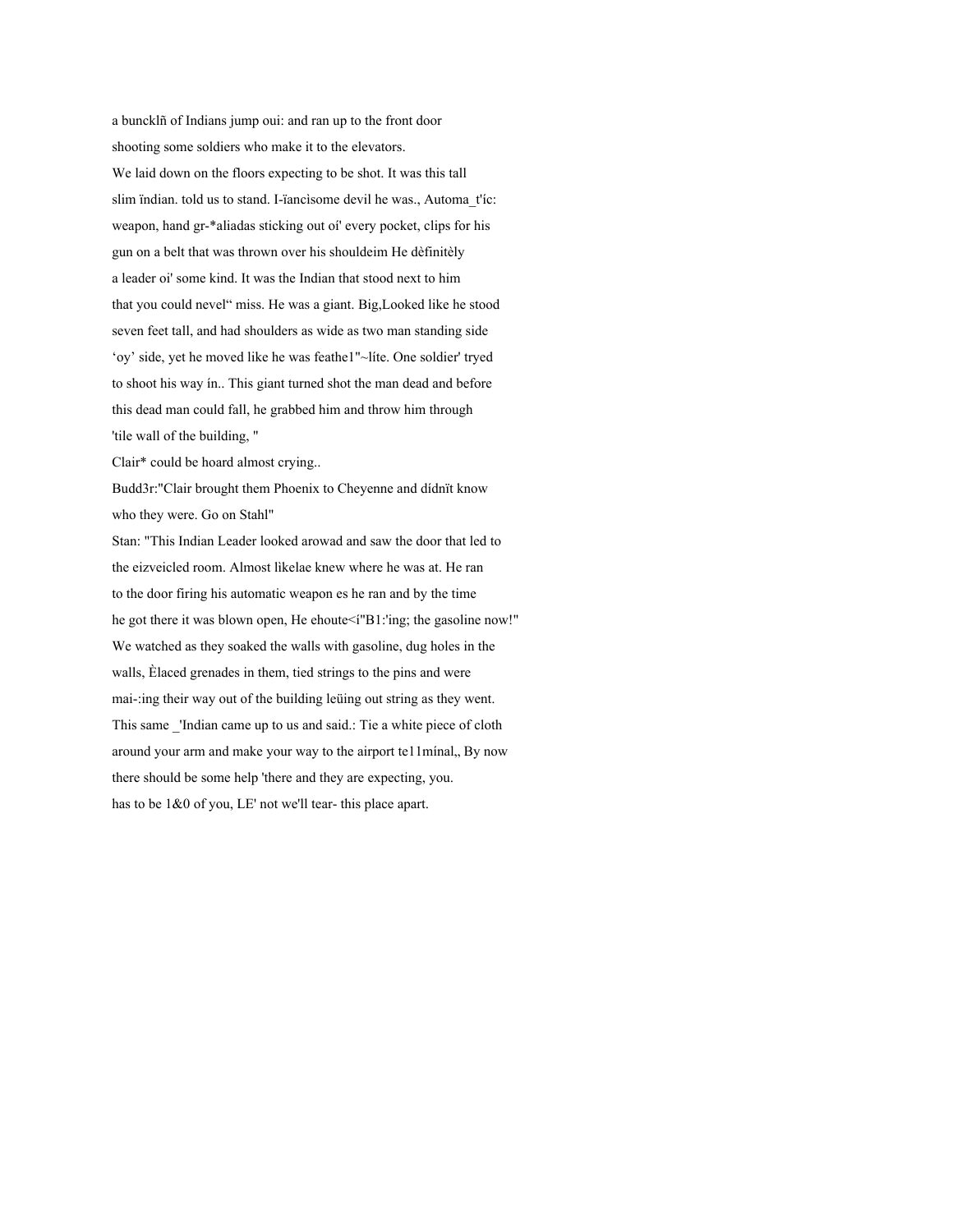a buncklñ of Indians jump oui: and ran up to the front door
shooting some soldiers who make it to the elevators.
We laid down on the floors expecting to be shot. It was this tall
slim ïndian. told us to stand. I-ïancìsome devil he was., Automa_t'íc:
weapon, hand gr-*aliadas sticking out oí' every pocket, clips for his
gun on a belt that was thrown over his shouldeim He dèfinitèly
a leader oi' some kind. It was the Indian that stood next to him
that you could nevel“ miss. He was a giant. Big,Looked like he stood
seven feet tall, and had shoulders as wide as two man standing side
'oy' side, yet he moved like he was feathe1"~líte. One soldier' tryed
to shoot his way ín.. This giant turned shot the man dead and before
this dead man could fall, he grabbed him and throw him through
'tile wall of the building, "
Clair* could be hoard almost crying..
Budd3r:"Clair brought them Phoenix to Cheyenne and dídnït know
who they were. Go on Stahl"
Stan: "This Indian Leader looked arowad and saw the door that led to
the eizveicled room. Almost likelae knew where he was at. He ran
to the door firing his automatic weapon es he ran and by the time
he got there it was blown open, He ehoute<í"B1:'ing; the gasoline now!"
We watched as they soaked the walls with gasoline, dug holes in the
walls, Èlaced grenades in them, tied strings to the pins and were
mai-:ing their way out of the building leüing out string as they went.
This same _'Indian came up to us and said.: Tie a white piece of cloth
around your arm and make your way to the airport te11mínal,, By now
there should be some help 'there and they are expecting, you.
has to be 1&0 of you, LE' not we'll tear- this place apart.